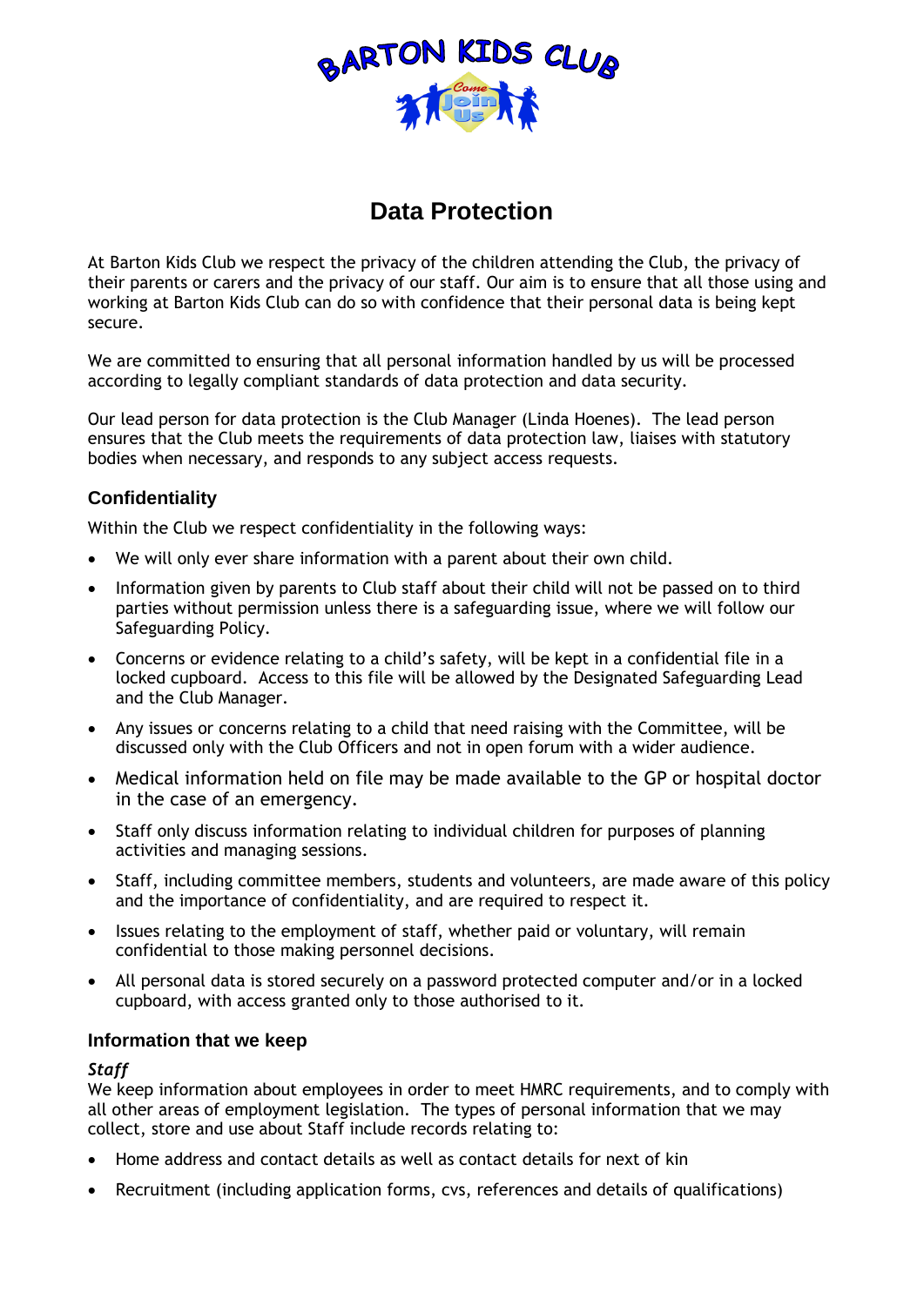# Data Protection

At Barton Kids Club we respect the privacy of the children attending the Club, the privacy of their parents or carers and the privacy of our staff. Our aim is to ensure that all those using and working at Barton Kids Club can do so with confidence that their personal data is being kept secure.

We are committed to ensuring that all personal information handled by us will be processed according to legally compliant standards of data protection and data security.

Our lead person for data protection is the Club Manager (Linda Hoenes). The lead person ensures that the Club meets the requirements of data protection law, liaises with statutory bodies when necessary, and responds to any subject access requests.

## Confidentiality

Within the Club we respect confidentiality in the following ways:

- We will only ever share information with a parent about their own child.
- Information given by parents to Club staff about their child will not be passed on to third parties without permission unless there is a safeguarding issue, where we will follow our Safeguarding Policy.
- Concerns or evidence relating to a child's safety, will be kept in a confidential file in a locked cupboard. Access to this file will be allowed by the Designated Safeguarding Lead and the Club Manager.
- Any issues or concerns relating to a child that need raising with the Committee, will be discussed only with the Club Officers and not in open forum with a wider audience.
- Medical information held on file may be made available to the GP or hospital doctor in the case of an emergency.
- Staff only discuss information relating to individual children for purposes of planning activities and managing sessions.
- Staff, including committee members, students and volunteers, are made aware of this policy and the importance of confidentiality, and are required to respect it.
- Issues relating to the employment of staff, whether paid or voluntary, will remain confidential to those making personnel decisions.
- All personal data is stored securely on a password protected computer and/or in a locked cupboard, with access granted only to those authorised to it.

## Information that we keep

### *Staff*

We keep information about employees in order to meet HMRC requirements, and to comply with all other areas of employment legislation. The types of personal information that we may collect, store and use about Staff include records relating to:

- Home address and contact details as well as contact details for next of kin
- Recruitment (including application forms, cvs, references and details of qualifications)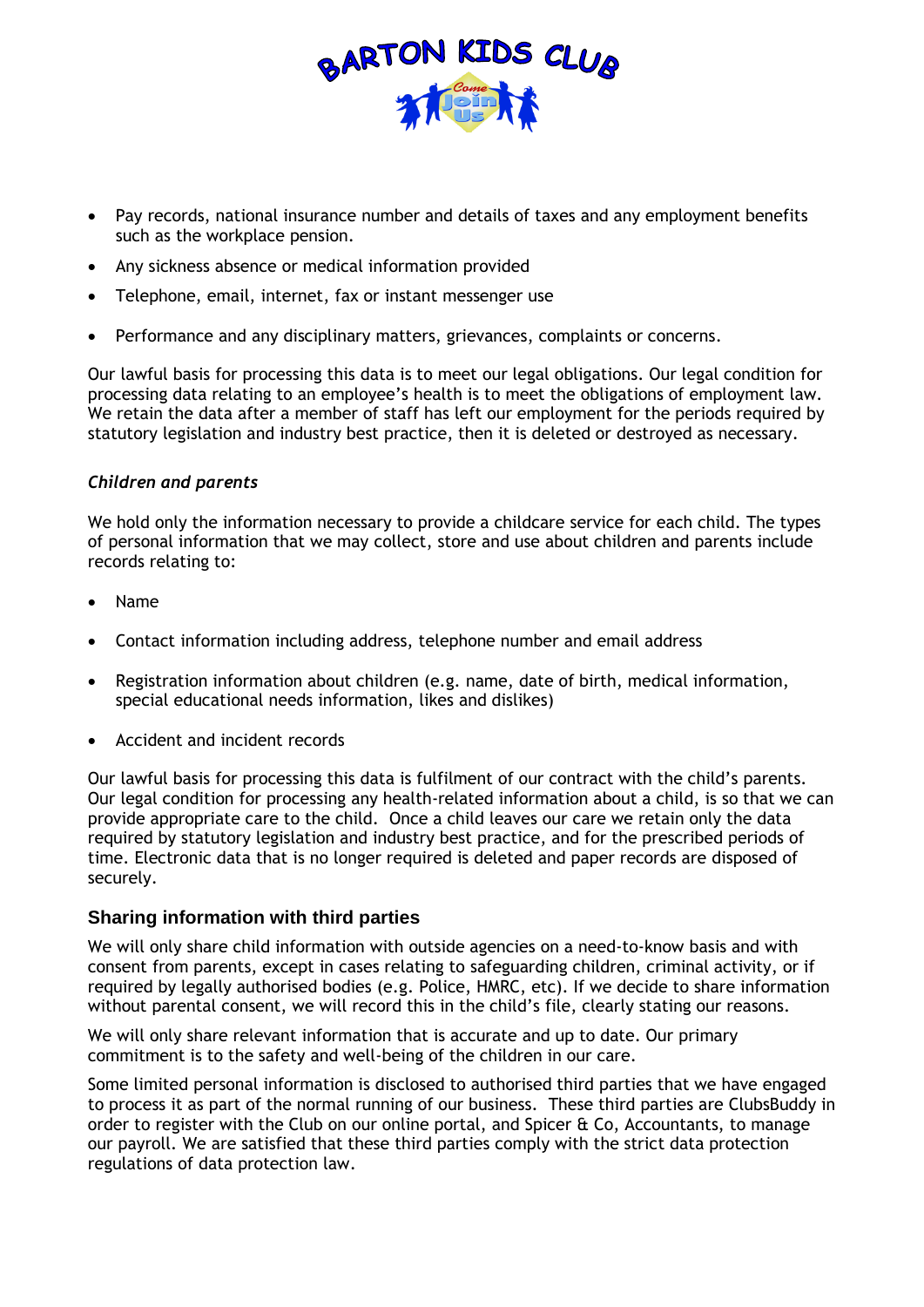- Pay records, national insurance number and details of taxes and any employment benefits such as the workplace pension.
- Any sickness absence or medical information provided
- Telephone, email, internet, fax or instant messenger use
- Performance and any disciplinary matters, grievances, complaints or concerns.

Our lawful basis for processing this data is to meet our legal obligations. Our legal condition for processing data relating to an employee's health is to meet the obligations of employment law. We retain the data after a member of staff has left our employment for the periods required by statutory legislation and industry best practice, then it is deleted or destroyed as necessary.

### *Children and parents*

We hold only the information necessary to provide a childcare service for each child. The types of personal information that we may collect, store and use about children and parents include records relating to:

- Name
- Contact information including address, telephone number and email address
- Registration information about children (e.g. name, date of birth, medical information, special educational needs information, likes and dislikes)
- Accident and incident records

Our lawful basis for processing this data is fulfilment of our contract with the child's parents. Our legal condition for processing any health-related information about a child, is so that we can provide appropriate care to the child. Once a child leaves our care we retain only the data required by statutory legislation and industry best practice, and for the prescribed periods of time. Electronic data that is no longer required is deleted and paper records are disposed of securely.

## Sharing information with third parties

We will only share child information with outside agencies on a need-to-know basis and with consent from parents, except in cases relating to safeguarding children, criminal activity, or if required by legally authorised bodies (e.g. Police, HMRC, etc). If we decide to share information without parental consent, we will record this in the child's file, clearly stating our reasons.

We will only share relevant information that is accurate and up to date. Our primary commitment is to the safety and well-being of the children in our care.

Some limited personal information is disclosed to authorised third parties that we have engaged to process it as part of the normal running of our business. These third parties are ClubsBuddy in order to register with the Club on our online portal, and Spicer & Co, Accountants, to manage our payroll. We are satisfied that these third parties comply with the strict data protection regulations of data protection law.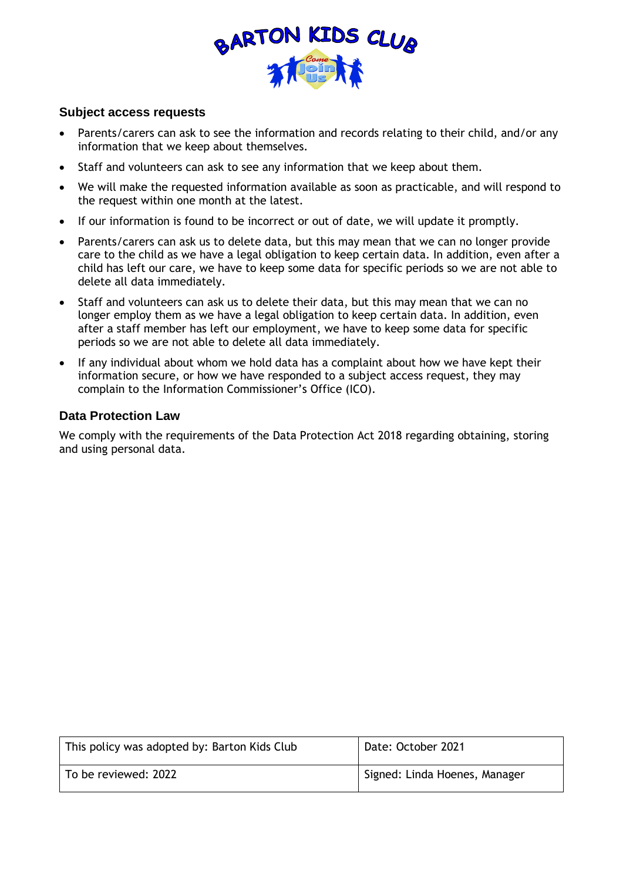## Subject access requests

- Parents/carers can ask to see the information and records relating to their child, and/or any information that we keep about themselves.
- Staff and volunteers can ask to see any information that we keep about them.
- We will make the requested information available as soon as practicable, and will respond to the request within one month at the latest.
- If our information is found to be incorrect or out of date, we will update it promptly.
- Parents/carers can ask us to delete data, but this may mean that we can no longer provide care to the child as we have a legal obligation to keep certain data. In addition, even after a child has left our care, we have to keep some data for specific periods so we are not able to delete all data immediately.
- Staff and volunteers can ask us to delete their data, but this may mean that we can no longer employ them as we have a legal obligation to keep certain data. In addition, even after a staff member has left our employment, we have to keep some data for specific periods so we are not able to delete all data immediately.
- If any individual about whom we hold data has a complaint about how we have kept their information secure, or how we have responded to a subject access request, they may complain to the Information Commissioner's Office (ICO).

## Data Protection Law

We comply with the requirements of the Data Protection Act 2018 regarding obtaining, storing and using personal data.

| | |
|---|---|
| This policy was adopted by: Barton Kids Club | Date: October 2021 |
| To be reviewed: 2022 | Signed: Linda Hoenes, Manager |